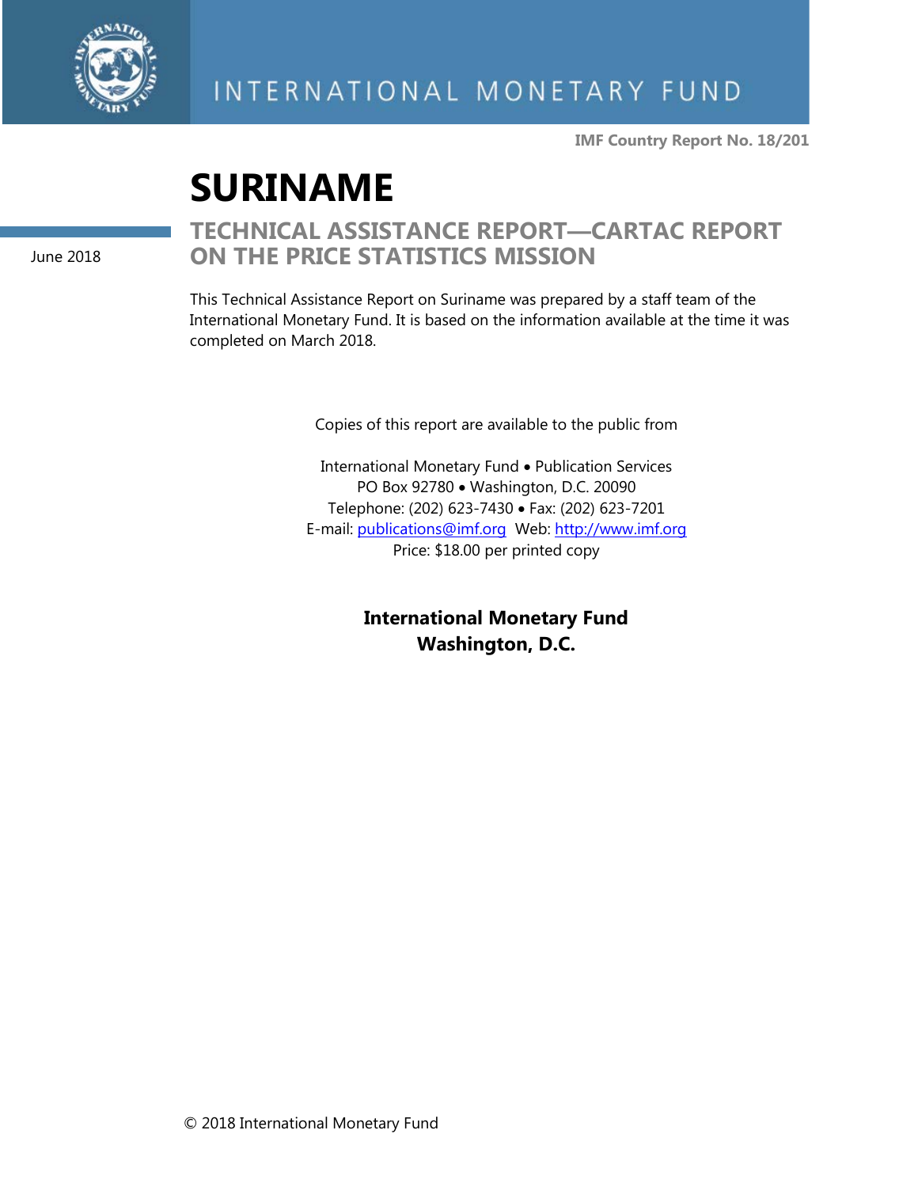INTERNATIONAL MONETARY FUND

**IMF Country Report No. 18/201**

# SURINAME

June 2018

## TECHNICAL ASSISTANCE REPORT—CARTAC REPORT ON THE PRICE STATISTICS MISSION

This Technical Assistance Report on Suriname was prepared by a staff team of the International Monetary Fund. It is based on the information available at the time it was completed on March 2018.

Copies of this report are available to the public from

International Monetary Fund • Publication Services
PO Box 92780 • Washington, D.C. 20090
Telephone: (202) 623-7430 • Fax: (202) 623-7201
E-mail: publications@imf.org Web: http://www.imf.org
Price: $18.00 per printed copy

**International Monetary Fund**
**Washington, D.C.**

© 2018 International Monetary Fund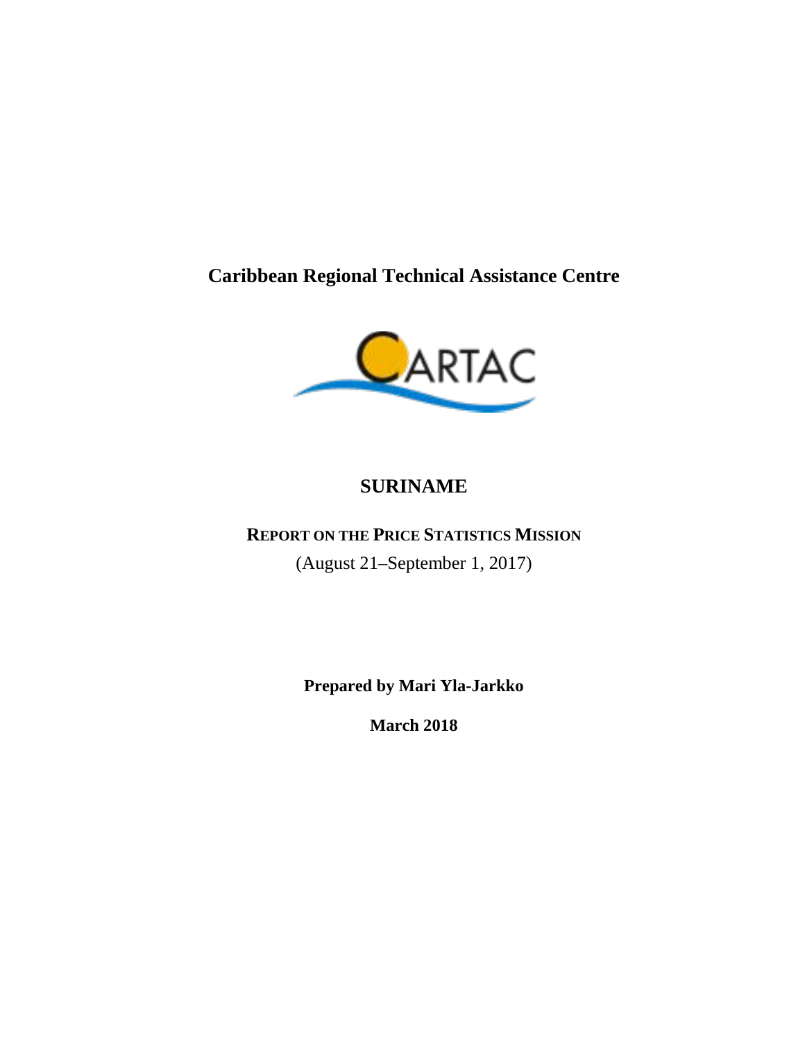**Caribbean Regional Technical Assistance Centre**

# SURINAME

## REPORT ON THE PRICE STATISTICS MISSION

(August 21–September 1, 2017)

**Prepared by Mari Yla-Jarkko**

**March 2018**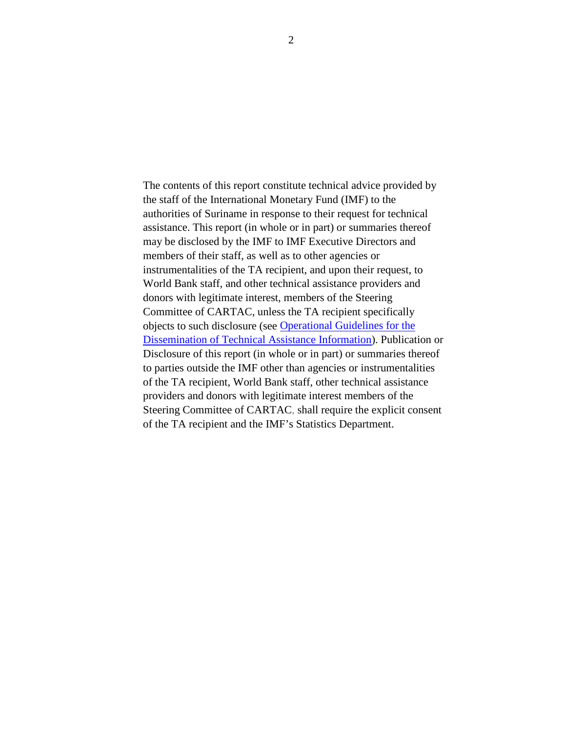The contents of this report constitute technical advice provided by the staff of the International Monetary Fund (IMF) to the authorities of Suriname in response to their request for technical assistance. This report (in whole or in part) or summaries thereof may be disclosed by the IMF to IMF Executive Directors and members of their staff, as well as to other agencies or instrumentalities of the TA recipient, and upon their request, to World Bank staff, and other technical assistance providers and donors with legitimate interest, members of the Steering Committee of CARTAC, unless the TA recipient specifically objects to such disclosure (see [Operational Guidelines for the Dissemination of Technical Assistance Information]). Publication or Disclosure of this report (in whole or in part) or summaries thereof to parties outside the IMF other than agencies or instrumentalities of the TA recipient, World Bank staff, other technical assistance providers and donors with legitimate interest members of the Steering Committee of CARTAC, shall require the explicit consent of the TA recipient and the IMF's Statistics Department.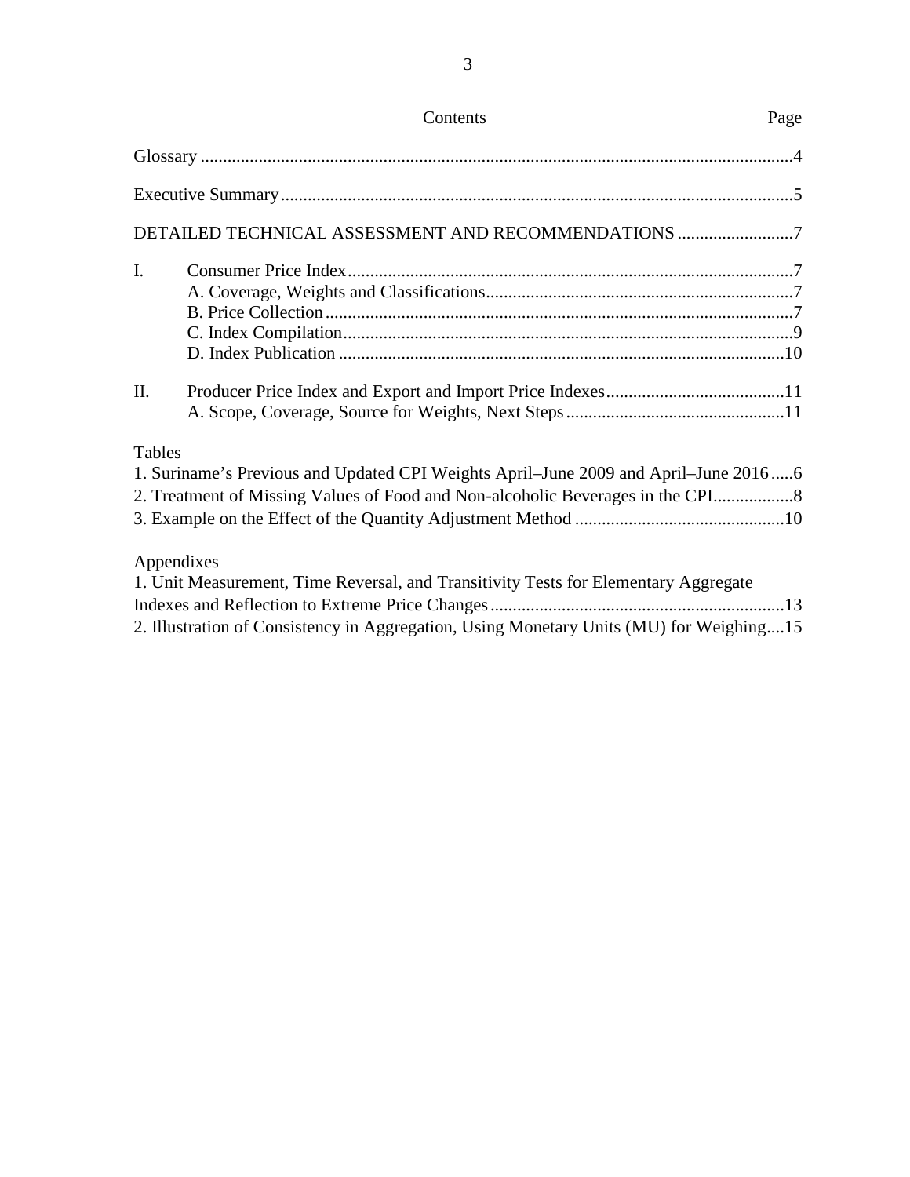| Contents | Page |
|---|---|
| Glossary | 4 |
| Executive Summary | 5 |
| DETAILED TECHNICAL ASSESSMENT AND RECOMMENDATIONS | 7 |
| I. Consumer Price Index | 7 |
| A. Coverage, Weights and Classifications | 7 |
| B. Price Collection | 7 |
| C. Index Compilation | 9 |
| D. Index Publication | 10 |
| II. Producer Price Index and Export and Import Price Indexes | 11 |
| A. Scope, Coverage, Source for Weights, Next Steps | 11 |

Tables

| | |
|---|---|
| 1. Suriname's Previous and Updated CPI Weights April–June 2009 and April–June 2016 | 6 |
| 2. Treatment of Missing Values of Food and Non-alcoholic Beverages in the CPI | 8 |
| 3. Example on the Effect of the Quantity Adjustment Method | 10 |

Appendixes

| | |
|---|---|
| 1. Unit Measurement, Time Reversal, and Transitivity Tests for Elementary Aggregate Indexes and Reflection to Extreme Price Changes | 13 |
| 2. Illustration of Consistency in Aggregation, Using Monetary Units (MU) for Weighing | 15 |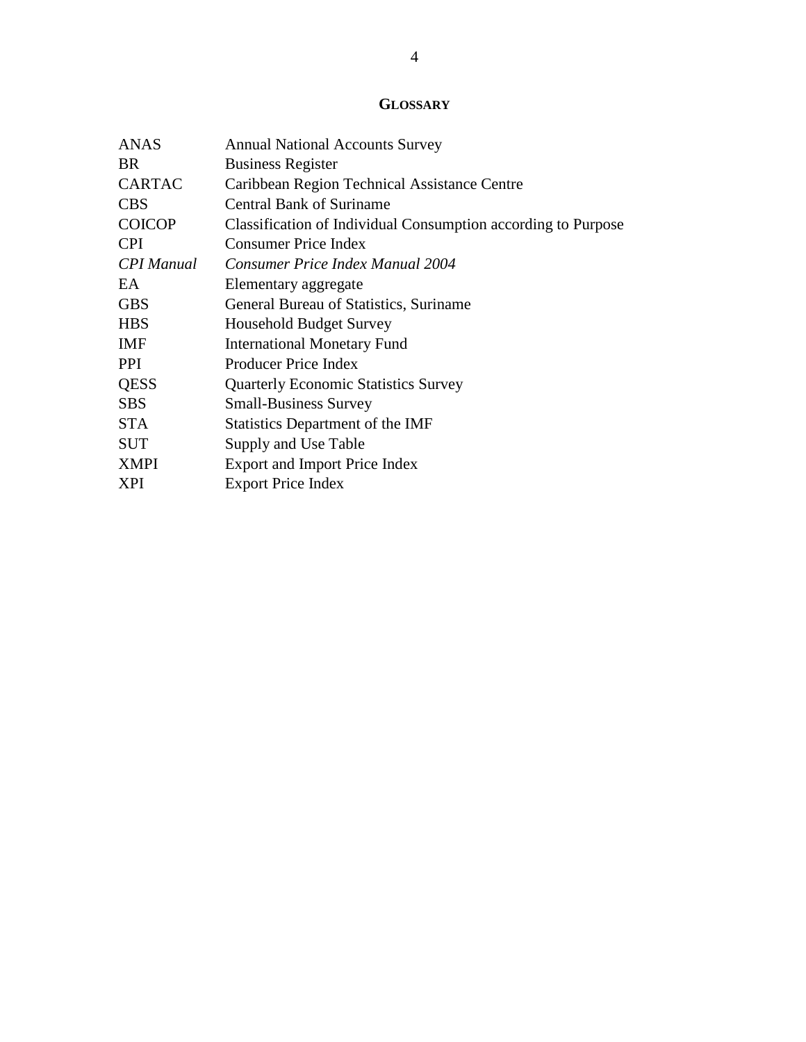## GLOSSARY

| | |
|---|---|
| ANAS | Annual National Accounts Survey |
| BR | Business Register |
| CARTAC | Caribbean Region Technical Assistance Centre |
| CBS | Central Bank of Suriname |
| COICOP | Classification of Individual Consumption according to Purpose |
| CPI | Consumer Price Index |
| *CPI Manual* | *Consumer Price Index Manual 2004* |
| EA | Elementary aggregate |
| GBS | General Bureau of Statistics, Suriname |
| HBS | Household Budget Survey |
| IMF | International Monetary Fund |
| PPI | Producer Price Index |
| QESS | Quarterly Economic Statistics Survey |
| SBS | Small-Business Survey |
| STA | Statistics Department of the IMF |
| SUT | Supply and Use Table |
| XMPI | Export and Import Price Index |
| XPI | Export Price Index |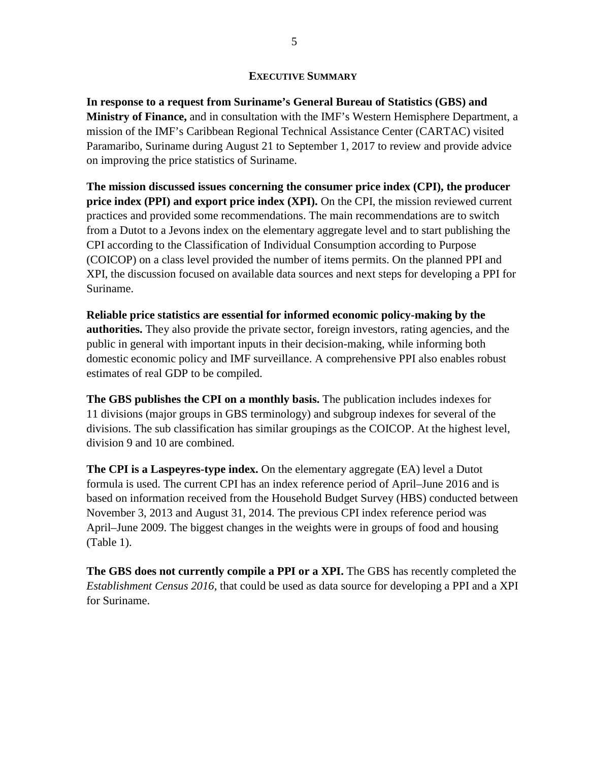## EXECUTIVE SUMMARY

**In response to a request from Suriname's General Bureau of Statistics (GBS) and Ministry of Finance,** and in consultation with the IMF's Western Hemisphere Department, a mission of the IMF's Caribbean Regional Technical Assistance Center (CARTAC) visited Paramaribo, Suriname during August 21 to September 1, 2017 to review and provide advice on improving the price statistics of Suriname.

**The mission discussed issues concerning the consumer price index (CPI), the producer price index (PPI) and export price index (XPI).** On the CPI, the mission reviewed current practices and provided some recommendations. The main recommendations are to switch from a Dutot to a Jevons index on the elementary aggregate level and to start publishing the CPI according to the Classification of Individual Consumption according to Purpose (COICOP) on a class level provided the number of items permits. On the planned PPI and XPI, the discussion focused on available data sources and next steps for developing a PPI for Suriname.

**Reliable price statistics are essential for informed economic policy-making by the authorities.** They also provide the private sector, foreign investors, rating agencies, and the public in general with important inputs in their decision-making, while informing both domestic economic policy and IMF surveillance. A comprehensive PPI also enables robust estimates of real GDP to be compiled.

**The GBS publishes the CPI on a monthly basis.** The publication includes indexes for 11 divisions (major groups in GBS terminology) and subgroup indexes for several of the divisions. The sub classification has similar groupings as the COICOP. At the highest level, division 9 and 10 are combined.

**The CPI is a Laspeyres-type index.** On the elementary aggregate (EA) level a Dutot formula is used. The current CPI has an index reference period of April–June 2016 and is based on information received from the Household Budget Survey (HBS) conducted between November 3, 2013 and August 31, 2014. The previous CPI index reference period was April–June 2009. The biggest changes in the weights were in groups of food and housing (Table 1).

**The GBS does not currently compile a PPI or a XPI.** The GBS has recently completed the *Establishment Census 2016*, that could be used as data source for developing a PPI and a XPI for Suriname.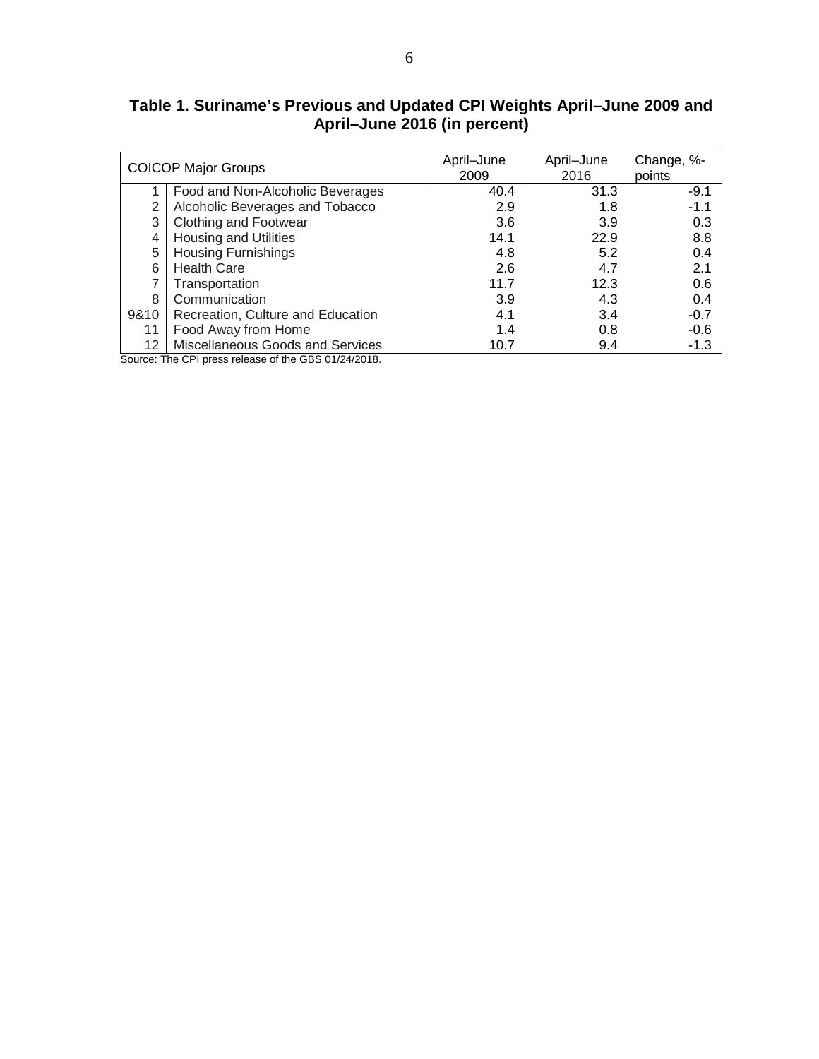**Table 1. Suriname's Previous and Updated CPI Weights April–June 2009 and April–June 2016 (in percent)**

| COICOP Major Groups | | April–June 2009 | April–June 2016 | Change, %-points |
|---|---|---|---|---|
| 1 | Food and Non-Alcoholic Beverages | 40.4 | 31.3 | -9.1 |
| 2 | Alcoholic Beverages and Tobacco | 2.9 | 1.8 | -1.1 |
| 3 | Clothing and Footwear | 3.6 | 3.9 | 0.3 |
| 4 | Housing and Utilities | 14.1 | 22.9 | 8.8 |
| 5 | Housing Furnishings | 4.8 | 5.2 | 0.4 |
| 6 | Health Care | 2.6 | 4.7 | 2.1 |
| 7 | Transportation | 11.7 | 12.3 | 0.6 |
| 8 | Communication | 3.9 | 4.3 | 0.4 |
| 9&10 | Recreation, Culture and Education | 4.1 | 3.4 | -0.7 |
| 11 | Food Away from Home | 1.4 | 0.8 | -0.6 |
| 12 | Miscellaneous Goods and Services | 10.7 | 9.4 | -1.3 |

Source: The CPI press release of the GBS 01/24/2018.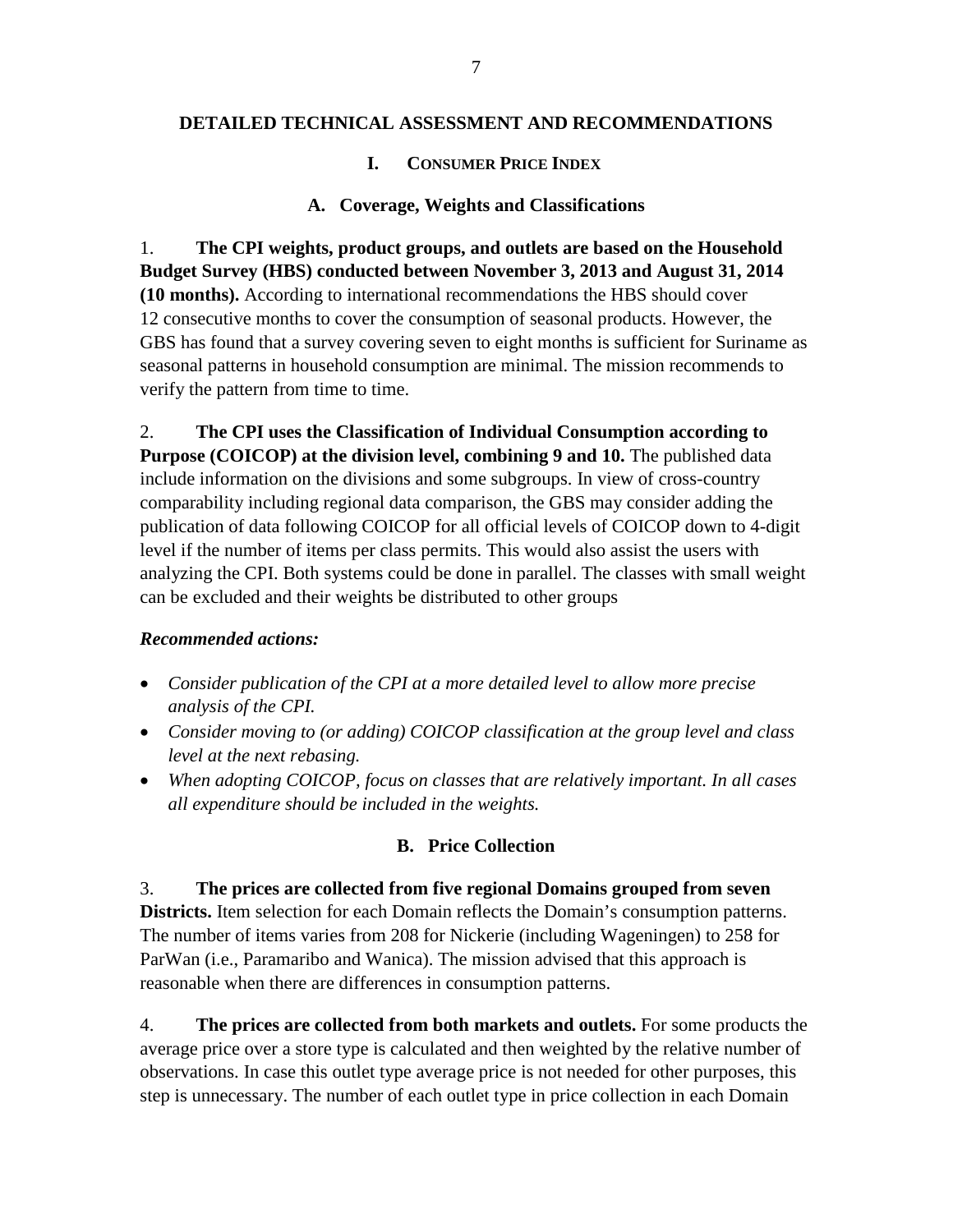# DETAILED TECHNICAL ASSESSMENT AND RECOMMENDATIONS

## I. CONSUMER PRICE INDEX

### A. Coverage, Weights and Classifications

1. **The CPI weights, product groups, and outlets are based on the Household Budget Survey (HBS) conducted between November 3, 2013 and August 31, 2014 (10 months).** According to international recommendations the HBS should cover 12 consecutive months to cover the consumption of seasonal products. However, the GBS has found that a survey covering seven to eight months is sufficient for Suriname as seasonal patterns in household consumption are minimal. The mission recommends to verify the pattern from time to time.

2. **The CPI uses the Classification of Individual Consumption according to Purpose (COICOP) at the division level, combining 9 and 10.** The published data include information on the divisions and some subgroups. In view of cross-country comparability including regional data comparison, the GBS may consider adding the publication of data following COICOP for all official levels of COICOP down to 4-digit level if the number of items per class permits. This would also assist the users with analyzing the CPI. Both systems could be done in parallel. The classes with small weight can be excluded and their weights be distributed to other groups

***Recommended actions:***

- *Consider publication of the CPI at a more detailed level to allow more precise analysis of the CPI.*
- *Consider moving to (or adding) COICOP classification at the group level and class level at the next rebasing.*
- *When adopting COICOP, focus on classes that are relatively important. In all cases all expenditure should be included in the weights.*

### B. Price Collection

3. **The prices are collected from five regional Domains grouped from seven Districts.** Item selection for each Domain reflects the Domain's consumption patterns. The number of items varies from 208 for Nickerie (including Wageningen) to 258 for ParWan (i.e., Paramaribo and Wanica). The mission advised that this approach is reasonable when there are differences in consumption patterns.

4. **The prices are collected from both markets and outlets.** For some products the average price over a store type is calculated and then weighted by the relative number of observations. In case this outlet type average price is not needed for other purposes, this step is unnecessary. The number of each outlet type in price collection in each Domain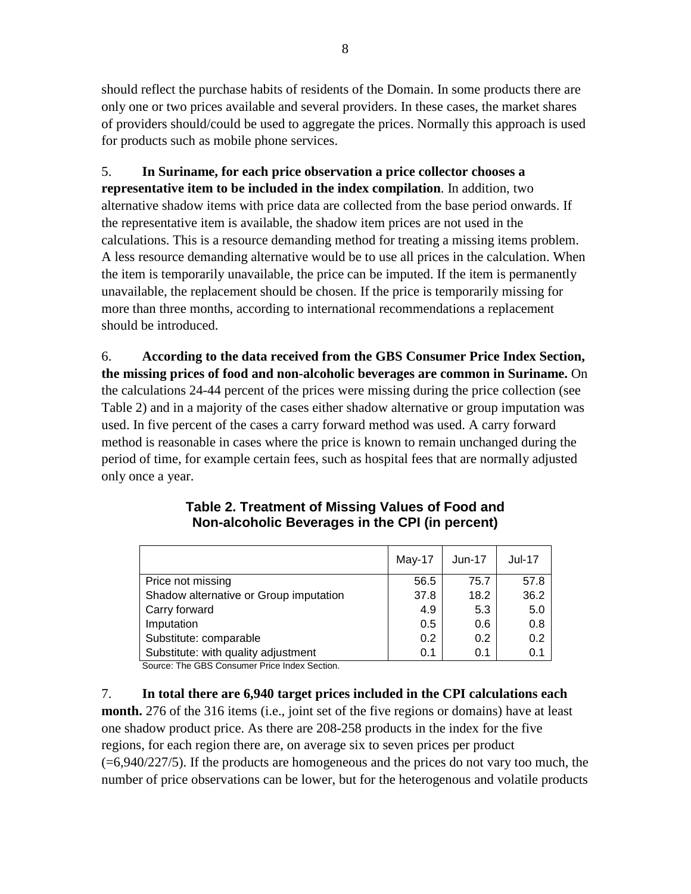should reflect the purchase habits of residents of the Domain. In some products there are only one or two prices available and several providers. In these cases, the market shares of providers should/could be used to aggregate the prices. Normally this approach is used for products such as mobile phone services.

5. **In Suriname, for each price observation a price collector chooses a representative item to be included in the index compilation**. In addition, two alternative shadow items with price data are collected from the base period onwards. If the representative item is available, the shadow item prices are not used in the calculations. This is a resource demanding method for treating a missing items problem. A less resource demanding alternative would be to use all prices in the calculation. When the item is temporarily unavailable, the price can be imputed. If the item is permanently unavailable, the replacement should be chosen. If the price is temporarily missing for more than three months, according to international recommendations a replacement should be introduced.

6. **According to the data received from the GBS Consumer Price Index Section, the missing prices of food and non-alcoholic beverages are common in Suriname.** On the calculations 24-44 percent of the prices were missing during the price collection (see Table 2) and in a majority of the cases either shadow alternative or group imputation was used. In five percent of the cases a carry forward method was used. A carry forward method is reasonable in cases where the price is known to remain unchanged during the period of time, for example certain fees, such as hospital fees that are normally adjusted only once a year.

**Table 2. Treatment of Missing Values of Food and Non-alcoholic Beverages in the CPI (in percent)**

| | May-17 | Jun-17 | Jul-17 |
|---|---|---|---|
| Price not missing | 56.5 | 75.7 | 57.8 |
| Shadow alternative or Group imputation | 37.8 | 18.2 | 36.2 |
| Carry forward | 4.9 | 5.3 | 5.0 |
| Imputation | 0.5 | 0.6 | 0.8 |
| Substitute: comparable | 0.2 | 0.2 | 0.2 |
| Substitute: with quality adjustment | 0.1 | 0.1 | 0.1 |

Source: The GBS Consumer Price Index Section.

7. **In total there are 6,940 target prices included in the CPI calculations each month.** 276 of the 316 items (i.e., joint set of the five regions or domains) have at least one shadow product price. As there are 208-258 products in the index for the five regions, for each region there are, on average six to seven prices per product (=6,940/227/5). If the products are homogeneous and the prices do not vary too much, the number of price observations can be lower, but for the heterogenous and volatile products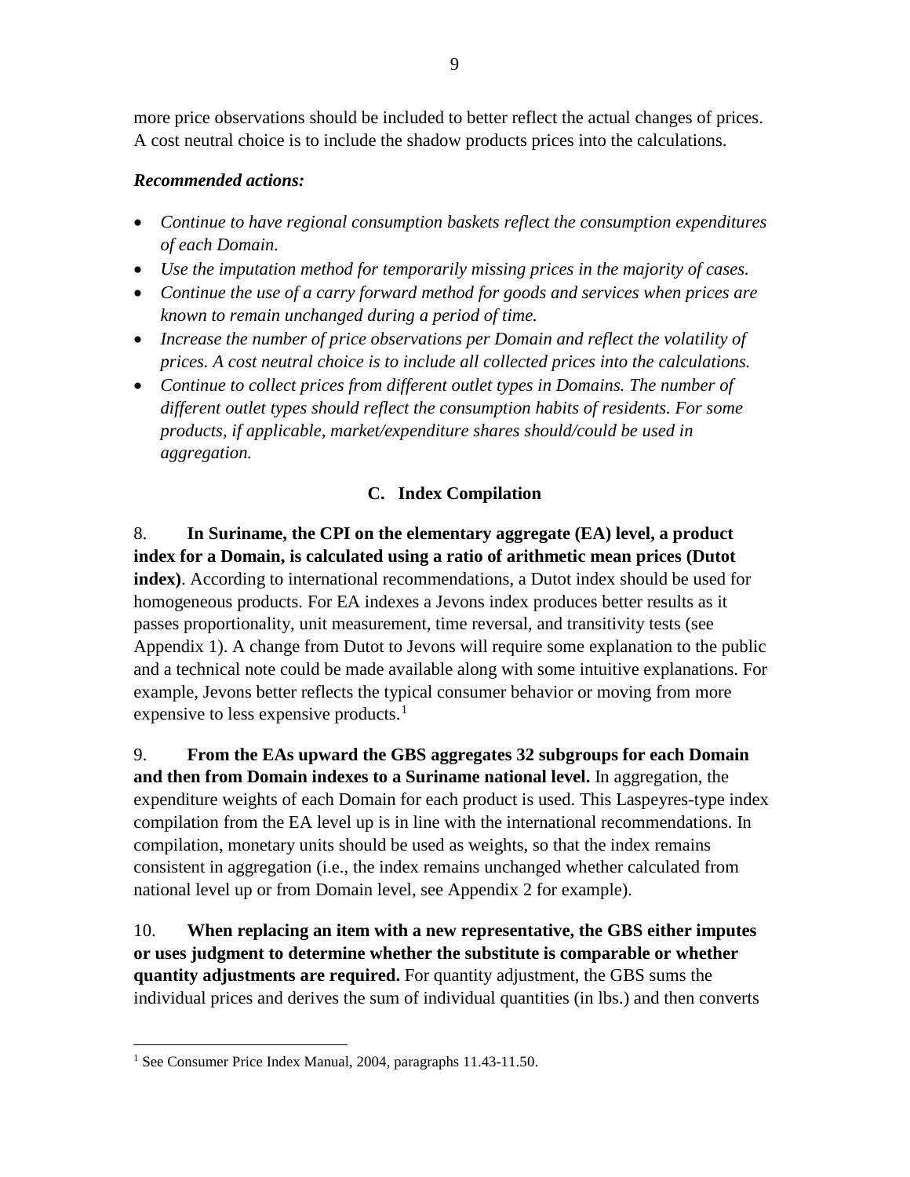more price observations should be included to better reflect the actual changes of prices. A cost neutral choice is to include the shadow products prices into the calculations.

***Recommended actions:***

- *Continue to have regional consumption baskets reflect the consumption expenditures of each Domain.*
- *Use the imputation method for temporarily missing prices in the majority of cases.*
- *Continue the use of a carry forward method for goods and services when prices are known to remain unchanged during a period of time.*
- *Increase the number of price observations per Domain and reflect the volatility of prices. A cost neutral choice is to include all collected prices into the calculations.*
- *Continue to collect prices from different outlet types in Domains. The number of different outlet types should reflect the consumption habits of residents. For some products, if applicable, market/expenditure shares should/could be used in aggregation.*

### C. Index Compilation

8. **In Suriname, the CPI on the elementary aggregate (EA) level, a product index for a Domain, is calculated using a ratio of arithmetic mean prices (Dutot index)**. According to international recommendations, a Dutot index should be used for homogeneous products. For EA indexes a Jevons index produces better results as it passes proportionality, unit measurement, time reversal, and transitivity tests (see Appendix 1). A change from Dutot to Jevons will require some explanation to the public and a technical note could be made available along with some intuitive explanations. For example, Jevons better reflects the typical consumer behavior or moving from more expensive to less expensive products.[1]

9. **From the EAs upward the GBS aggregates 32 subgroups for each Domain and then from Domain indexes to a Suriname national level.** In aggregation, the expenditure weights of each Domain for each product is used. This Laspeyres-type index compilation from the EA level up is in line with the international recommendations. In compilation, monetary units should be used as weights, so that the index remains consistent in aggregation (i.e., the index remains unchanged whether calculated from national level up or from Domain level, see Appendix 2 for example).

10. **When replacing an item with a new representative, the GBS either imputes or uses judgment to determine whether the substitute is comparable or whether quantity adjustments are required.** For quantity adjustment, the GBS sums the individual prices and derives the sum of individual quantities (in lbs.) and then converts

---

[1] See Consumer Price Index Manual, 2004, paragraphs 11.43-11.50.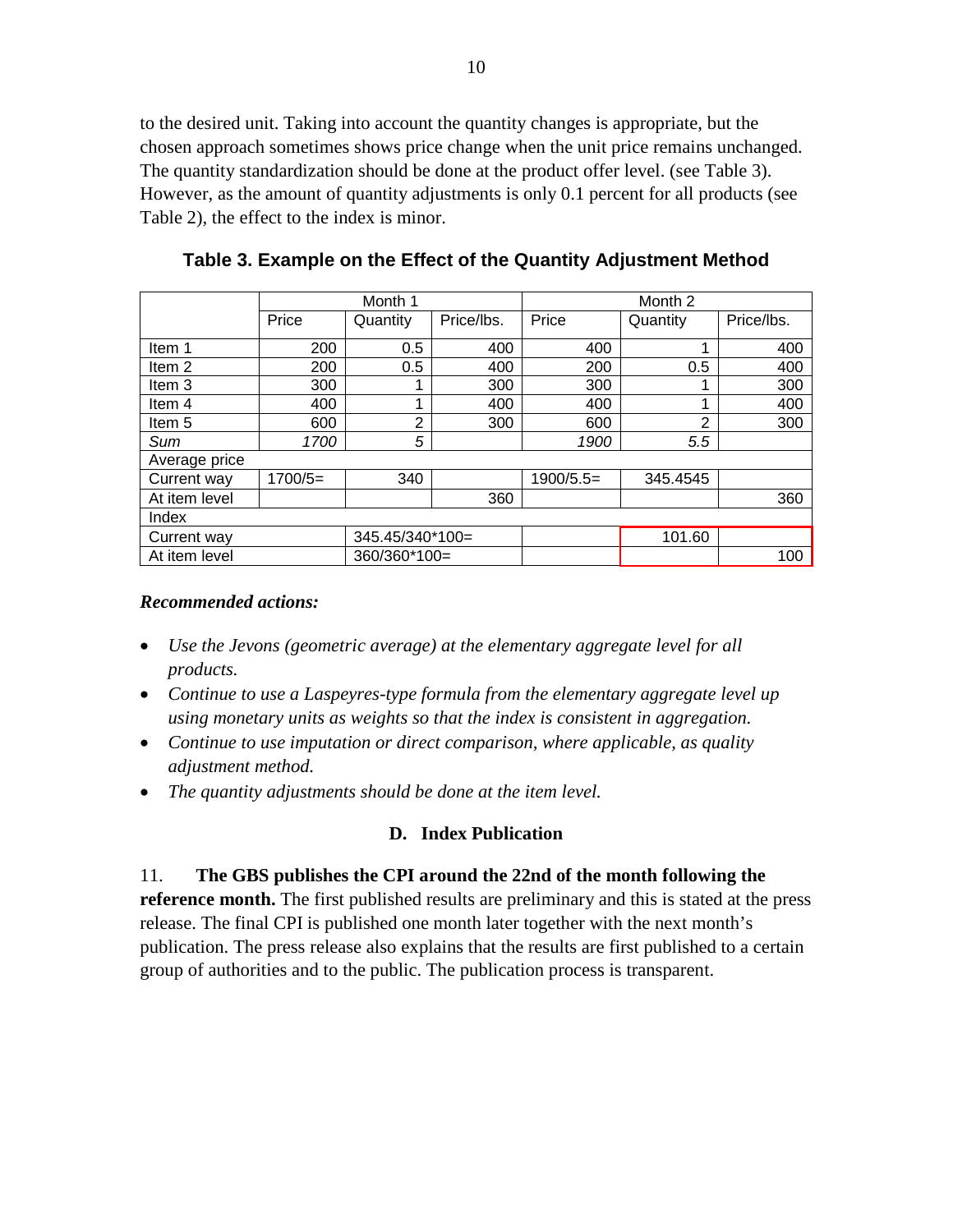to the desired unit. Taking into account the quantity changes is appropriate, but the chosen approach sometimes shows price change when the unit price remains unchanged. The quantity standardization should be done at the product offer level. (see Table 3). However, as the amount of quantity adjustments is only 0.1 percent for all products (see Table 2), the effect to the index is minor.

**Table 3. Example on the Effect of the Quantity Adjustment Method**

| | Month 1 | | | Month 2 | | |
|---|---|---|---|---|---|---|
| | Price | Quantity | Price/lbs. | Price | Quantity | Price/lbs. |
| Item 1 | 200 | 0.5 | 400 | 400 | 1 | 400 |
| Item 2 | 200 | 0.5 | 400 | 200 | 0.5 | 400 |
| Item 3 | 300 | 1 | 300 | 300 | 1 | 300 |
| Item 4 | 400 | 1 | 400 | 400 | 1 | 400 |
| Item 5 | 600 | 2 | 300 | 600 | 2 | 300 |
| *Sum* | *1700* | *5* | | *1900* | *5.5* | |
| Average price | | | | | | |
| Current way | 1700/5= | 340 | | 1900/5.5= | 345.4545 | |
| At item level | | | 360 | | | 360 |
| Index | | | | | | |
| Current way | | 345.45/340*100= | | | 101.60 | |
| At item level | | 360/360*100= | | | | 100 |

***Recommended actions:***

- *Use the Jevons (geometric average) at the elementary aggregate level for all products.*
- *Continue to use a Laspeyres-type formula from the elementary aggregate level up using monetary units as weights so that the index is consistent in aggregation.*
- *Continue to use imputation or direct comparison, where applicable, as quality adjustment method.*
- *The quantity adjustments should be done at the item level.*

### D. Index Publication

11. **The GBS publishes the CPI around the 22nd of the month following the reference month.** The first published results are preliminary and this is stated at the press release. The final CPI is published one month later together with the next month's publication. The press release also explains that the results are first published to a certain group of authorities and to the public. The publication process is transparent.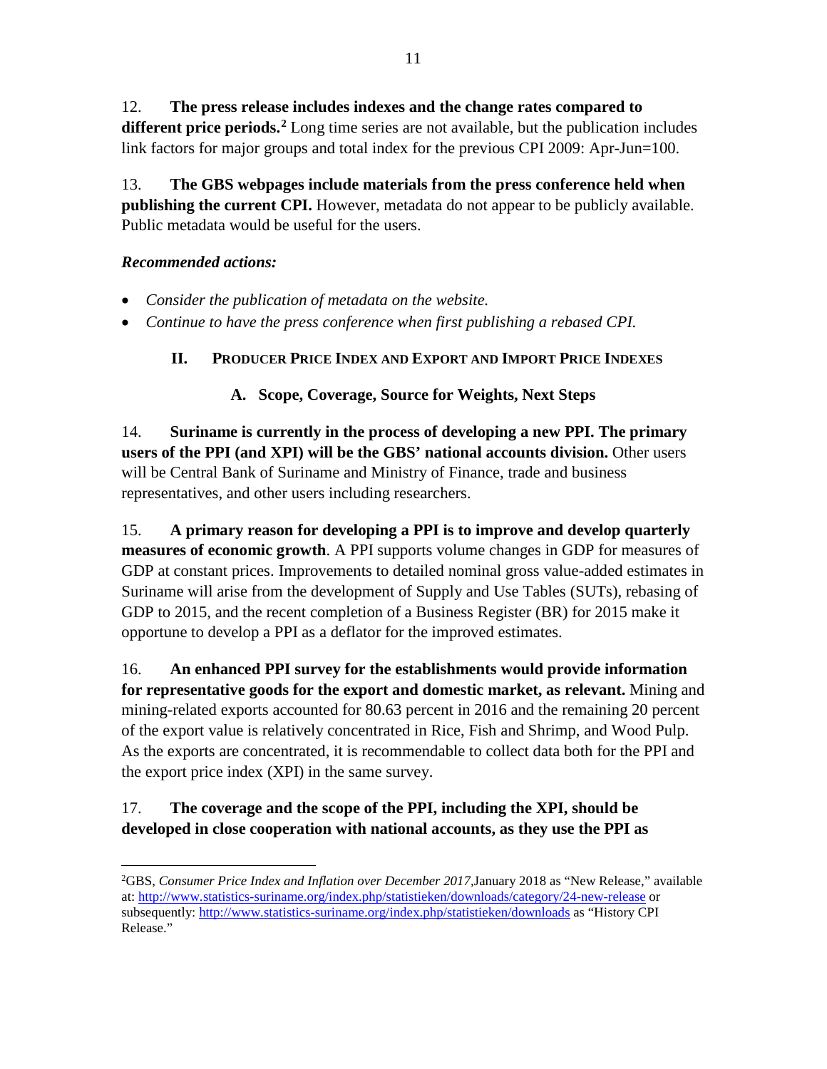12. **The press release includes indexes and the change rates compared to different price periods.**[2] Long time series are not available, but the publication includes link factors for major groups and total index for the previous CPI 2009: Apr-Jun=100.

13. **The GBS webpages include materials from the press conference held when publishing the current CPI.** However, metadata do not appear to be publicly available. Public metadata would be useful for the users.

***Recommended actions:***

- *Consider the publication of metadata on the website.*
- *Continue to have the press conference when first publishing a rebased CPI.*

## II. Producer Price Index and Export and Import Price Indexes

### A. Scope, Coverage, Source for Weights, Next Steps

14. **Suriname is currently in the process of developing a new PPI. The primary users of the PPI (and XPI) will be the GBS' national accounts division.** Other users will be Central Bank of Suriname and Ministry of Finance, trade and business representatives, and other users including researchers.

15. **A primary reason for developing a PPI is to improve and develop quarterly measures of economic growth**. A PPI supports volume changes in GDP for measures of GDP at constant prices. Improvements to detailed nominal gross value-added estimates in Suriname will arise from the development of Supply and Use Tables (SUTs), rebasing of GDP to 2015, and the recent completion of a Business Register (BR) for 2015 make it opportune to develop a PPI as a deflator for the improved estimates.

16. **An enhanced PPI survey for the establishments would provide information for representative goods for the export and domestic market, as relevant.** Mining and mining-related exports accounted for 80.63 percent in 2016 and the remaining 20 percent of the export value is relatively concentrated in Rice, Fish and Shrimp, and Wood Pulp. As the exports are concentrated, it is recommendable to collect data both for the PPI and the export price index (XPI) in the same survey.

17. **The coverage and the scope of the PPI, including the XPI, should be developed in close cooperation with national accounts, as they use the PPI as**

---

[2] GBS, *Consumer Price Index and Inflation over December 2017*, January 2018 as "New Release," available at: http://www.statistics-suriname.org/index.php/statistieken/downloads/category/24-new-release or subsequently: http://www.statistics-suriname.org/index.php/statistieken/downloads as "History CPI Release."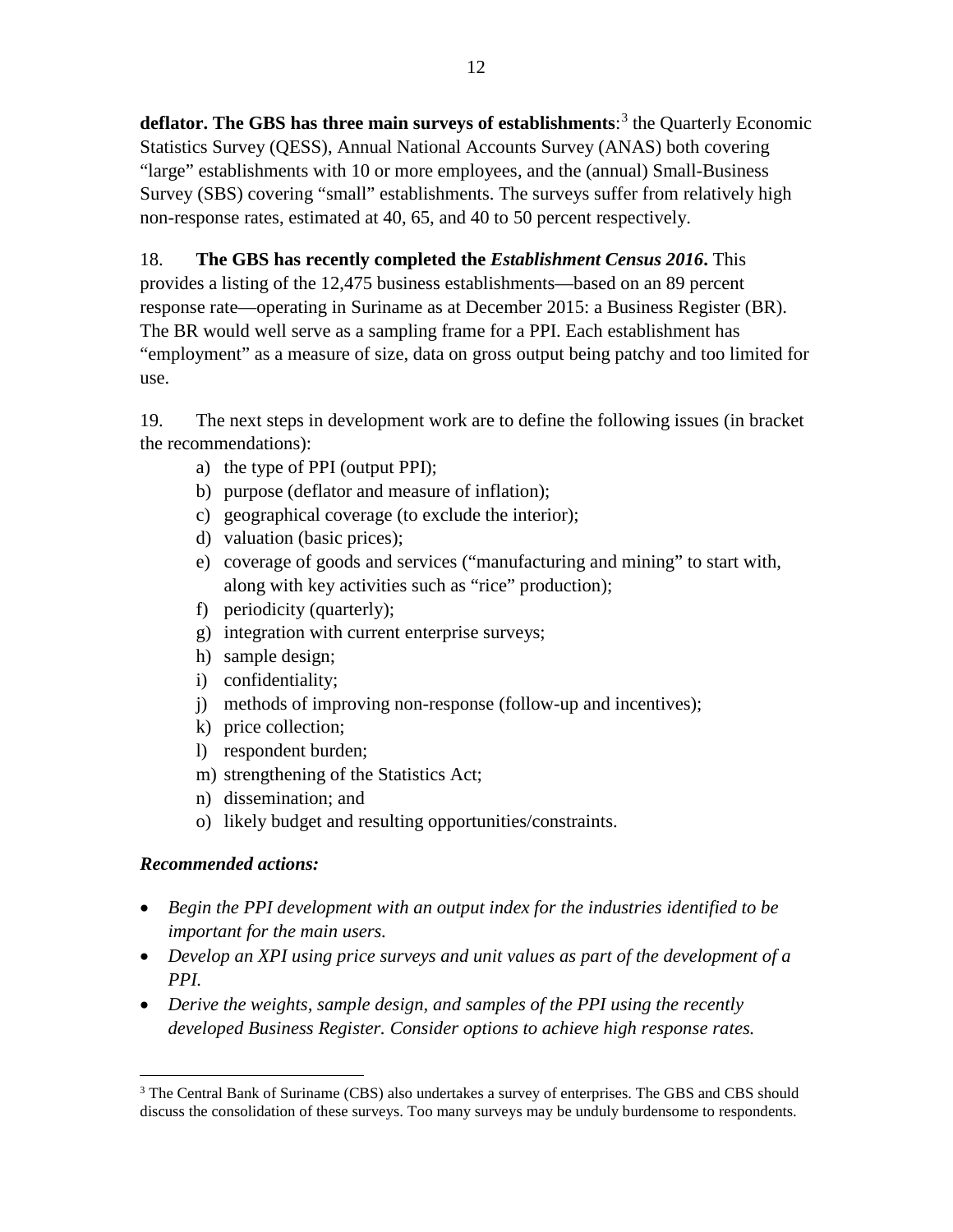**deflator. The GBS has three main surveys of establishments**:[3] the Quarterly Economic Statistics Survey (QESS), Annual National Accounts Survey (ANAS) both covering "large" establishments with 10 or more employees, and the (annual) Small-Business Survey (SBS) covering "small" establishments. The surveys suffer from relatively high non-response rates, estimated at 40, 65, and 40 to 50 percent respectively.

18. **The GBS has recently completed the *Establishment Census 2016*.** This provides a listing of the 12,475 business establishments—based on an 89 percent response rate—operating in Suriname as at December 2015: a Business Register (BR). The BR would well serve as a sampling frame for a PPI. Each establishment has "employment" as a measure of size, data on gross output being patchy and too limited for use.

19. The next steps in development work are to define the following issues (in bracket the recommendations):

a) the type of PPI (output PPI);
b) purpose (deflator and measure of inflation);
c) geographical coverage (to exclude the interior);
d) valuation (basic prices);
e) coverage of goods and services ("manufacturing and mining" to start with, along with key activities such as "rice" production);
f) periodicity (quarterly);
g) integration with current enterprise surveys;
h) sample design;
i) confidentiality;
j) methods of improving non-response (follow-up and incentives);
k) price collection;
l) respondent burden;
m) strengthening of the Statistics Act;
n) dissemination; and
o) likely budget and resulting opportunities/constraints.

***Recommended actions:***

- *Begin the PPI development with an output index for the industries identified to be important for the main users.*
- *Develop an XPI using price surveys and unit values as part of the development of a PPI.*
- *Derive the weights, sample design, and samples of the PPI using the recently developed Business Register. Consider options to achieve high response rates.*

[3] The Central Bank of Suriname (CBS) also undertakes a survey of enterprises. The GBS and CBS should discuss the consolidation of these surveys. Too many surveys may be unduly burdensome to respondents.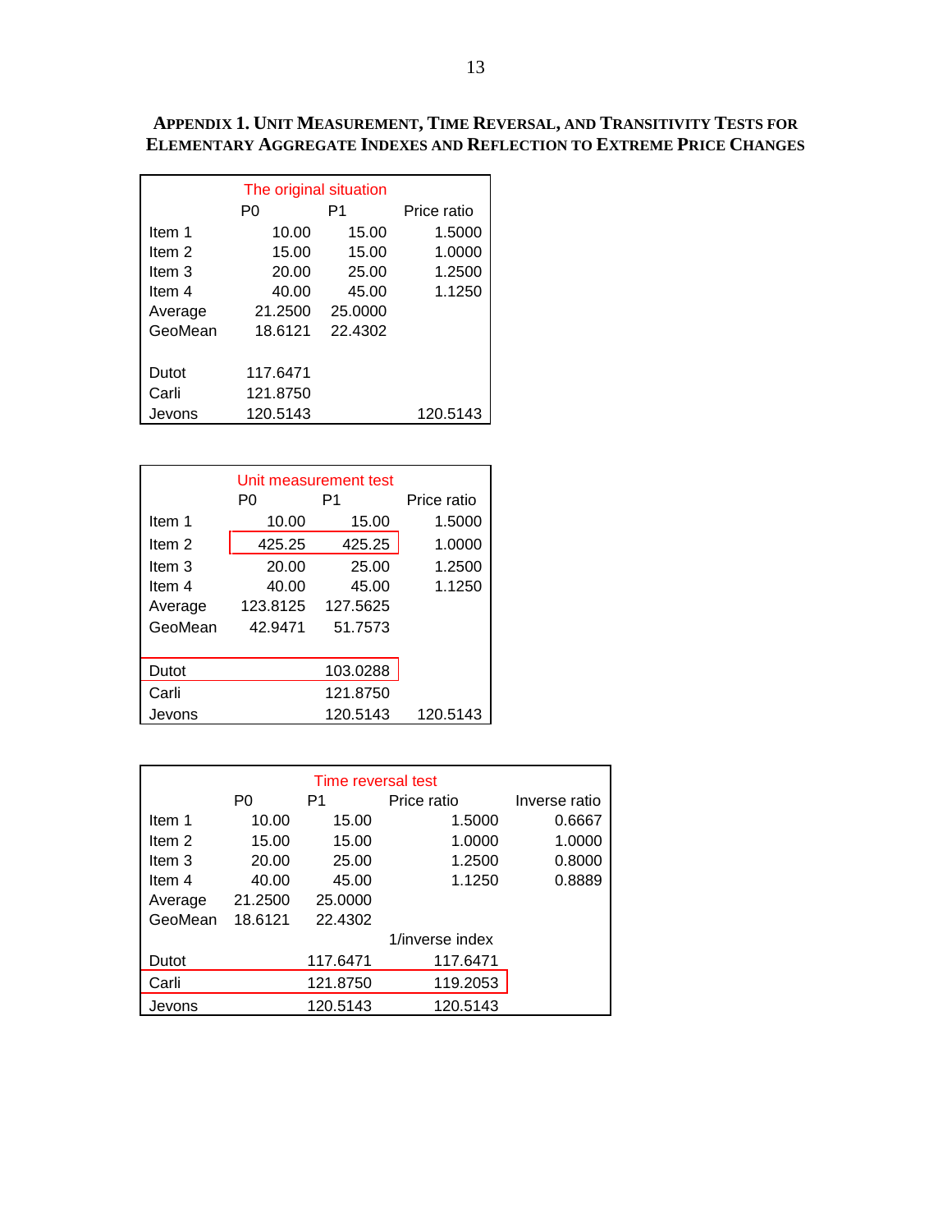### APPENDIX 1. UNIT MEASUREMENT, TIME REVERSAL, AND TRANSITIVITY TESTS FOR ELEMENTARY AGGREGATE INDEXES AND REFLECTION TO EXTREME PRICE CHANGES

| | The original situation | | |
|---|---|---|---|
| | P0 | P1 | Price ratio |
| Item 1 | 10.00 | 15.00 | 1.5000 |
| Item 2 | 15.00 | 15.00 | 1.0000 |
| Item 3 | 20.00 | 25.00 | 1.2500 |
| Item 4 | 40.00 | 45.00 | 1.1250 |
| Average | 21.2500 | 25.0000 | |
| GeoMean | 18.6121 | 22.4302 | |
| | | | |
| Dutot | 117.6471 | | |
| Carli | 121.8750 | | |
| Jevons | 120.5143 | | 120.5143 |

| | Unit measurement test | | |
|---|---|---|---|
| | P0 | P1 | Price ratio |
| Item 1 | 10.00 | 15.00 | 1.5000 |
| Item 2 | 425.25 | 425.25 | 1.0000 |
| Item 3 | 20.00 | 25.00 | 1.2500 |
| Item 4 | 40.00 | 45.00 | 1.1250 |
| Average | 123.8125 | 127.5625 | |
| GeoMean | 42.9471 | 51.7573 | |
| | | | |
| Dutot | | 103.0288 | |
| Carli | | 121.8750 | |
| Jevons | | 120.5143 | 120.5143 |

| | Time reversal test | | | |
|---|---|---|---|---|
| | P0 | P1 | Price ratio | Inverse ratio |
| Item 1 | 10.00 | 15.00 | 1.5000 | 0.6667 |
| Item 2 | 15.00 | 15.00 | 1.0000 | 1.0000 |
| Item 3 | 20.00 | 25.00 | 1.2500 | 0.8000 |
| Item 4 | 40.00 | 45.00 | 1.1250 | 0.8889 |
| Average | 21.2500 | 25.0000 | | |
| GeoMean | 18.6121 | 22.4302 | | |
| | | | 1/inverse index | |
| Dutot | | 117.6471 | 117.6471 | |
| Carli | | 121.8750 | 119.2053 | |
| Jevons | | 120.5143 | 120.5143 | |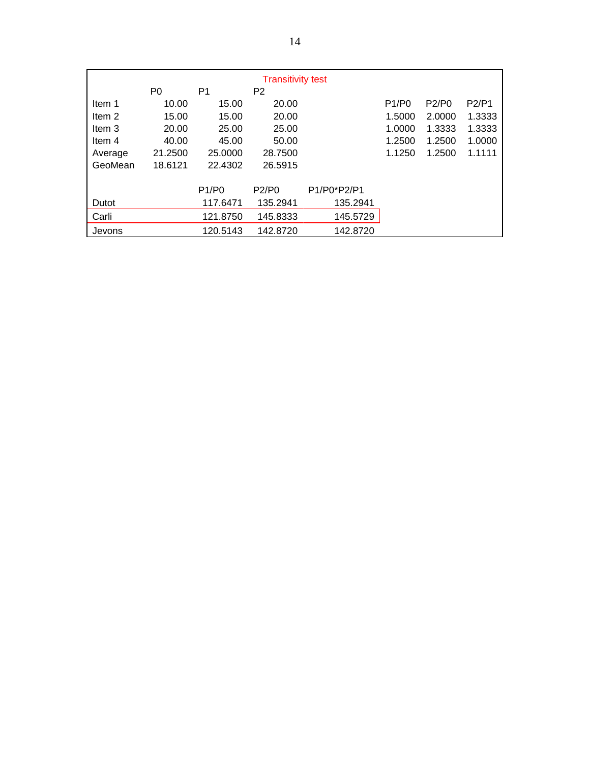**Transitivity test**

| | P0 | P1 | P2 | | P1/P0 | P2/P0 | P2/P1 |
|---|---|---|---|---|---|---|---|
| Item 1 | 10.00 | 15.00 | 20.00 | | 1.5000 | 2.0000 | 1.3333 |
| Item 2 | 15.00 | 15.00 | 20.00 | | 1.0000 | 1.3333 | 1.3333 |
| Item 3 | 20.00 | 25.00 | 25.00 | | 1.2500 | 1.2500 | 1.0000 |
| Item 4 | 40.00 | 45.00 | 50.00 | | 1.1250 | 1.2500 | 1.1111 |
| Average | 21.2500 | 25.0000 | 28.7500 | | | | |
| GeoMean | 18.6121 | 22.4302 | 26.5915 | | | | |

| | P1/P0 | P2/P0 | P1/P0*P2/P1 |
|---|---|---|---|
| Dutot | 117.6471 | 135.2941 | 135.2941 |
| Carli | 121.8750 | 145.8333 | 145.5729 |
| Jevons | 120.5143 | 142.8720 | 142.8720 |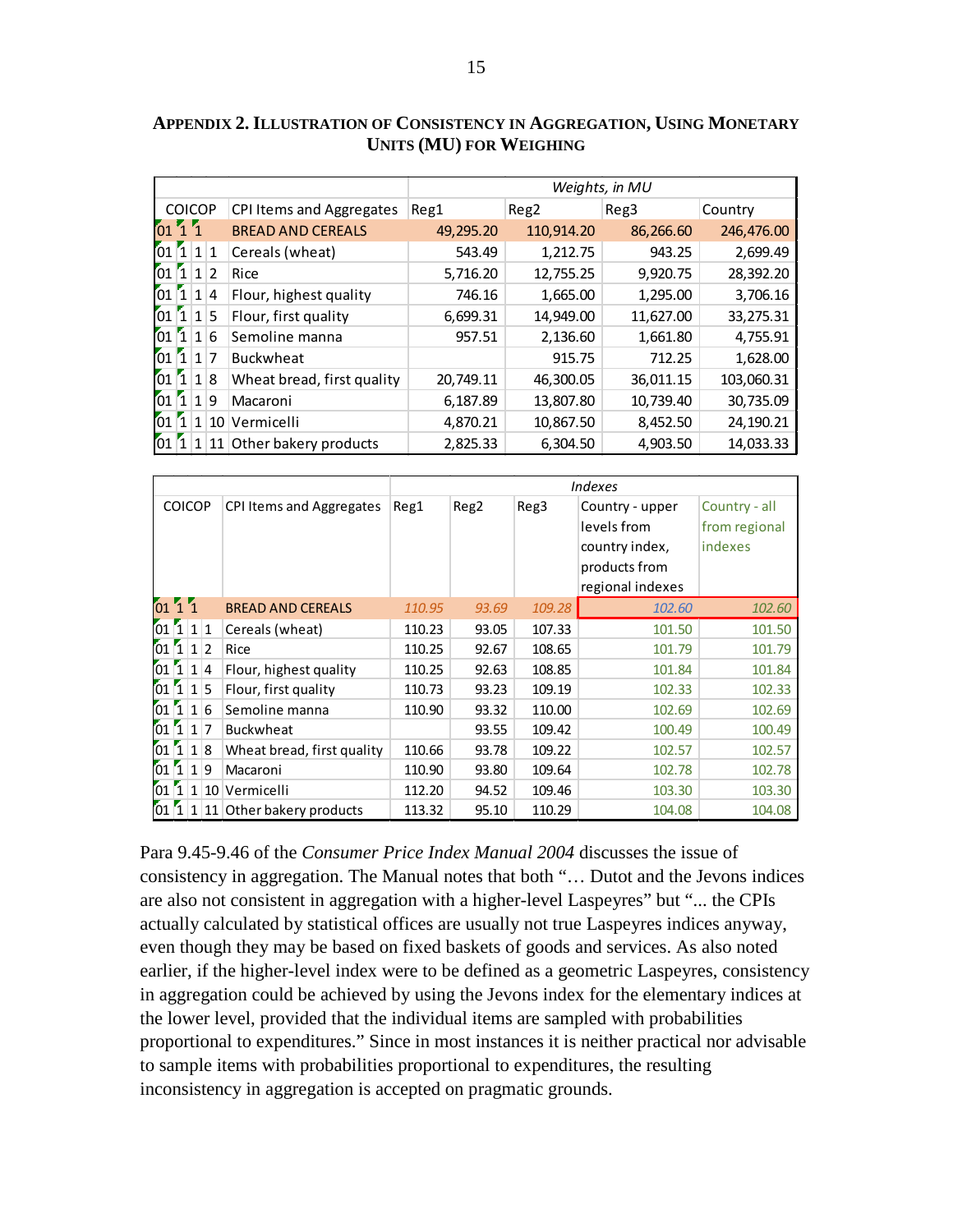## APPENDIX 2. ILLUSTRATION OF CONSISTENCY IN AGGREGATION, USING MONETARY UNITS (MU) FOR WEIGHING

| COICOP | | | | CPI Items and Aggregates | Weights, in MU | | | |
|---|---|---|---|---|---|---|---|---|
| | | | | | Reg1 | Reg2 | Reg3 | Country |
| 01 | 1 | 1 | | BREAD AND CEREALS | 49,295.20 | 110,914.20 | 86,266.60 | 246,476.00 |
| 01 | 1 | 1 | 1 | Cereals (wheat) | 543.49 | 1,212.75 | 943.25 | 2,699.49 |
| 01 | 1 | 1 | 2 | Rice | 5,716.20 | 12,755.25 | 9,920.75 | 28,392.20 |
| 01 | 1 | 1 | 4 | Flour, highest quality | 746.16 | 1,665.00 | 1,295.00 | 3,706.16 |
| 01 | 1 | 1 | 5 | Flour, first quality | 6,699.31 | 14,949.00 | 11,627.00 | 33,275.31 |
| 01 | 1 | 1 | 6 | Semoline manna | 957.51 | 2,136.60 | 1,661.80 | 4,755.91 |
| 01 | 1 | 1 | 7 | Buckwheat | | 915.75 | 712.25 | 1,628.00 |
| 01 | 1 | 1 | 8 | Wheat bread, first quality | 20,749.11 | 46,300.05 | 36,011.15 | 103,060.31 |
| 01 | 1 | 1 | 9 | Macaroni | 6,187.89 | 13,807.80 | 10,739.40 | 30,735.09 |
| 01 | 1 | 1 | 10 | Vermicelli | 4,870.21 | 10,867.50 | 8,452.50 | 24,190.21 |
| 01 | 1 | 1 | 11 | Other bakery products | 2,825.33 | 6,304.50 | 4,903.50 | 14,033.33 |

| COICOP | | | | CPI Items and Aggregates | Indexes | | | | |
|---|---|---|---|---|---|---|---|---|---|
| | | | | | Reg1 | Reg2 | Reg3 | Country - upper levels from country index, products from regional indexes | Country - all from regional indexes |
| 01 | 1 | 1 | | BREAD AND CEREALS | 110.95 | 93.69 | 109.28 | 102.60 | 102.60 |
| 01 | 1 | 1 | 1 | Cereals (wheat) | 110.23 | 93.05 | 107.33 | 101.50 | 101.50 |
| 01 | 1 | 1 | 2 | Rice | 110.25 | 92.67 | 108.65 | 101.79 | 101.79 |
| 01 | 1 | 1 | 4 | Flour, highest quality | 110.25 | 92.63 | 108.85 | 101.84 | 101.84 |
| 01 | 1 | 1 | 5 | Flour, first quality | 110.73 | 93.23 | 109.19 | 102.33 | 102.33 |
| 01 | 1 | 1 | 6 | Semoline manna | 110.90 | 93.32 | 110.00 | 102.69 | 102.69 |
| 01 | 1 | 1 | 7 | Buckwheat | | 93.55 | 109.42 | 100.49 | 100.49 |
| 01 | 1 | 1 | 8 | Wheat bread, first quality | 110.66 | 93.78 | 109.22 | 102.57 | 102.57 |
| 01 | 1 | 1 | 9 | Macaroni | 110.90 | 93.80 | 109.64 | 102.78 | 102.78 |
| 01 | 1 | 1 | 10 | Vermicelli | 112.20 | 94.52 | 109.46 | 103.30 | 103.30 |
| 01 | 1 | 1 | 11 | Other bakery products | 113.32 | 95.10 | 110.29 | 104.08 | 104.08 |

Para 9.45-9.46 of the *Consumer Price Index Manual 2004* discusses the issue of consistency in aggregation. The Manual notes that both "… Dutot and the Jevons indices are also not consistent in aggregation with a higher-level Laspeyres" but "... the CPIs actually calculated by statistical offices are usually not true Laspeyres indices anyway, even though they may be based on fixed baskets of goods and services. As also noted earlier, if the higher-level index were to be defined as a geometric Laspeyres, consistency in aggregation could be achieved by using the Jevons index for the elementary indices at the lower level, provided that the individual items are sampled with probabilities proportional to expenditures." Since in most instances it is neither practical nor advisable to sample items with probabilities proportional to expenditures, the resulting inconsistency in aggregation is accepted on pragmatic grounds.